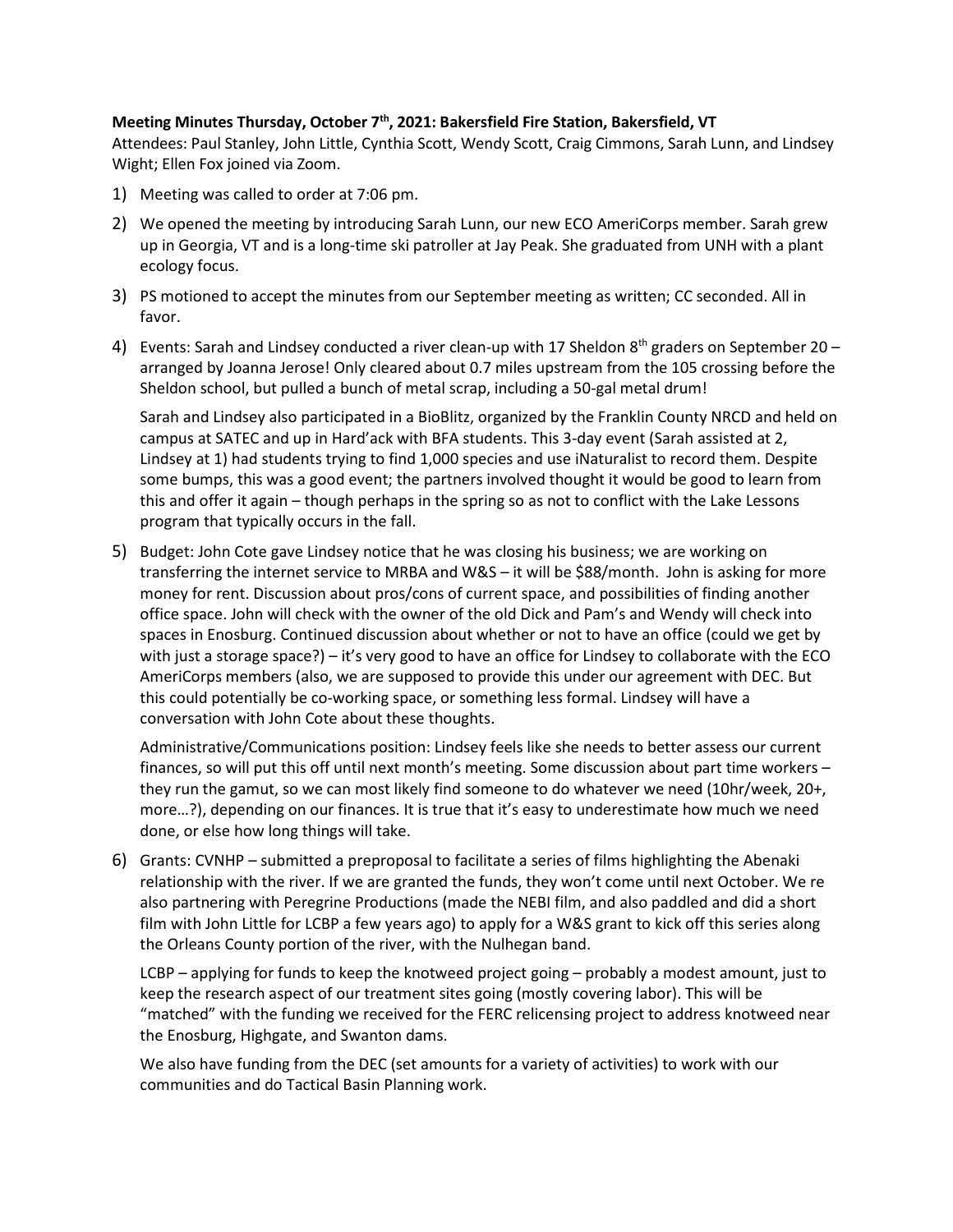**Meeting Minutes Thursday, October 7th, 2021: Bakersfield Fire Station, Bakersfield, VT**

Attendees: Paul Stanley, John Little, Cynthia Scott, Wendy Scott, Craig Cimmons, Sarah Lunn, and Lindsey Wight; Ellen Fox joined via Zoom.

1) Meeting was called to order at 7:06 pm.

2) We opened the meeting by introducing Sarah Lunn, our new ECO AmeriCorps member. Sarah grew up in Georgia, VT and is a long-time ski patroller at Jay Peak. She graduated from UNH with a plant ecology focus.

3) PS motioned to accept the minutes from our September meeting as written; CC seconded. All in favor.

4) Events: Sarah and Lindsey conducted a river clean-up with 17 Sheldon 8th graders on September 20 – arranged by Joanna Jerose! Only cleared about 0.7 miles upstream from the 105 crossing before the Sheldon school, but pulled a bunch of metal scrap, including a 50-gal metal drum!

   Sarah and Lindsey also participated in a BioBlitz, organized by the Franklin County NRCD and held on campus at SATEC and up in Hard'ack with BFA students. This 3-day event (Sarah assisted at 2, Lindsey at 1) had students trying to find 1,000 species and use iNaturalist to record them. Despite some bumps, this was a good event; the partners involved thought it would be good to learn from this and offer it again – though perhaps in the spring so as not to conflict with the Lake Lessons program that typically occurs in the fall.

5) Budget: John Cote gave Lindsey notice that he was closing his business; we are working on transferring the internet service to MRBA and W&S – it will be $88/month. John is asking for more money for rent. Discussion about pros/cons of current space, and possibilities of finding another office space. John will check with the owner of the old Dick and Pam's and Wendy will check into spaces in Enosburg. Continued discussion about whether or not to have an office (could we get by with just a storage space?) – it's very good to have an office for Lindsey to collaborate with the ECO AmeriCorps members (also, we are supposed to provide this under our agreement with DEC. But this could potentially be co-working space, or something less formal. Lindsey will have a conversation with John Cote about these thoughts.

   Administrative/Communications position: Lindsey feels like she needs to better assess our current finances, so will put this off until next month's meeting. Some discussion about part time workers – they run the gamut, so we can most likely find someone to do whatever we need (10hr/week, 20+, more…?), depending on our finances. It is true that it's easy to underestimate how much we need done, or else how long things will take.

6) Grants: CVNHP – submitted a preproposal to facilitate a series of films highlighting the Abenaki relationship with the river. If we are granted the funds, they won't come until next October. We re also partnering with Peregrine Productions (made the NEBI film, and also paddled and did a short film with John Little for LCBP a few years ago) to apply for a W&S grant to kick off this series along the Orleans County portion of the river, with the Nulhegan band.

   LCBP – applying for funds to keep the knotweed project going – probably a modest amount, just to keep the research aspect of our treatment sites going (mostly covering labor). This will be "matched" with the funding we received for the FERC relicensing project to address knotweed near the Enosburg, Highgate, and Swanton dams.

   We also have funding from the DEC (set amounts for a variety of activities) to work with our communities and do Tactical Basin Planning work.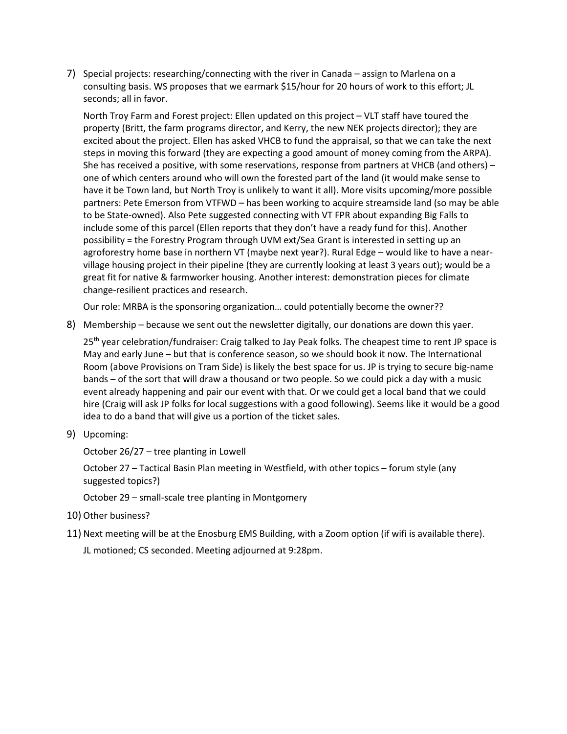7) Special projects: researching/connecting with the river in Canada – assign to Marlena on a consulting basis. WS proposes that we earmark $15/hour for 20 hours of work to this effort; JL seconds; all in favor.

   North Troy Farm and Forest project: Ellen updated on this project – VLT staff have toured the property (Britt, the farm programs director, and Kerry, the new NEK projects director); they are excited about the project. Ellen has asked VHCB to fund the appraisal, so that we can take the next steps in moving this forward (they are expecting a good amount of money coming from the ARPA). She has received a positive, with some reservations, response from partners at VHCB (and others) – one of which centers around who will own the forested part of the land (it would make sense to have it be Town land, but North Troy is unlikely to want it all). More visits upcoming/more possible partners: Pete Emerson from VTFWD – has been working to acquire streamside land (so may be able to be State-owned). Also Pete suggested connecting with VT FPR about expanding Big Falls to include some of this parcel (Ellen reports that they don't have a ready fund for this). Another possibility = the Forestry Program through UVM ext/Sea Grant is interested in setting up an agroforestry home base in northern VT (maybe next year?). Rural Edge – would like to have a near-village housing project in their pipeline (they are currently looking at least 3 years out); would be a great fit for native & farmworker housing. Another interest: demonstration pieces for climate change-resilient practices and research.

   Our role: MRBA is the sponsoring organization… could potentially become the owner??

8) Membership – because we sent out the newsletter digitally, our donations are down this yaer.

   25th year celebration/fundraiser: Craig talked to Jay Peak folks. The cheapest time to rent JP space is May and early June – but that is conference season, so we should book it now. The International Room (above Provisions on Tram Side) is likely the best space for us. JP is trying to secure big-name bands – of the sort that will draw a thousand or two people. So we could pick a day with a music event already happening and pair our event with that. Or we could get a local band that we could hire (Craig will ask JP folks for local suggestions with a good following). Seems like it would be a good idea to do a band that will give us a portion of the ticket sales.

9) Upcoming:

   October 26/27 – tree planting in Lowell

   October 27 – Tactical Basin Plan meeting in Westfield, with other topics – forum style (any suggested topics?)

   October 29 – small-scale tree planting in Montgomery

10) Other business?

11) Next meeting will be at the Enosburg EMS Building, with a Zoom option (if wifi is available there).

    JL motioned; CS seconded. Meeting adjourned at 9:28pm.